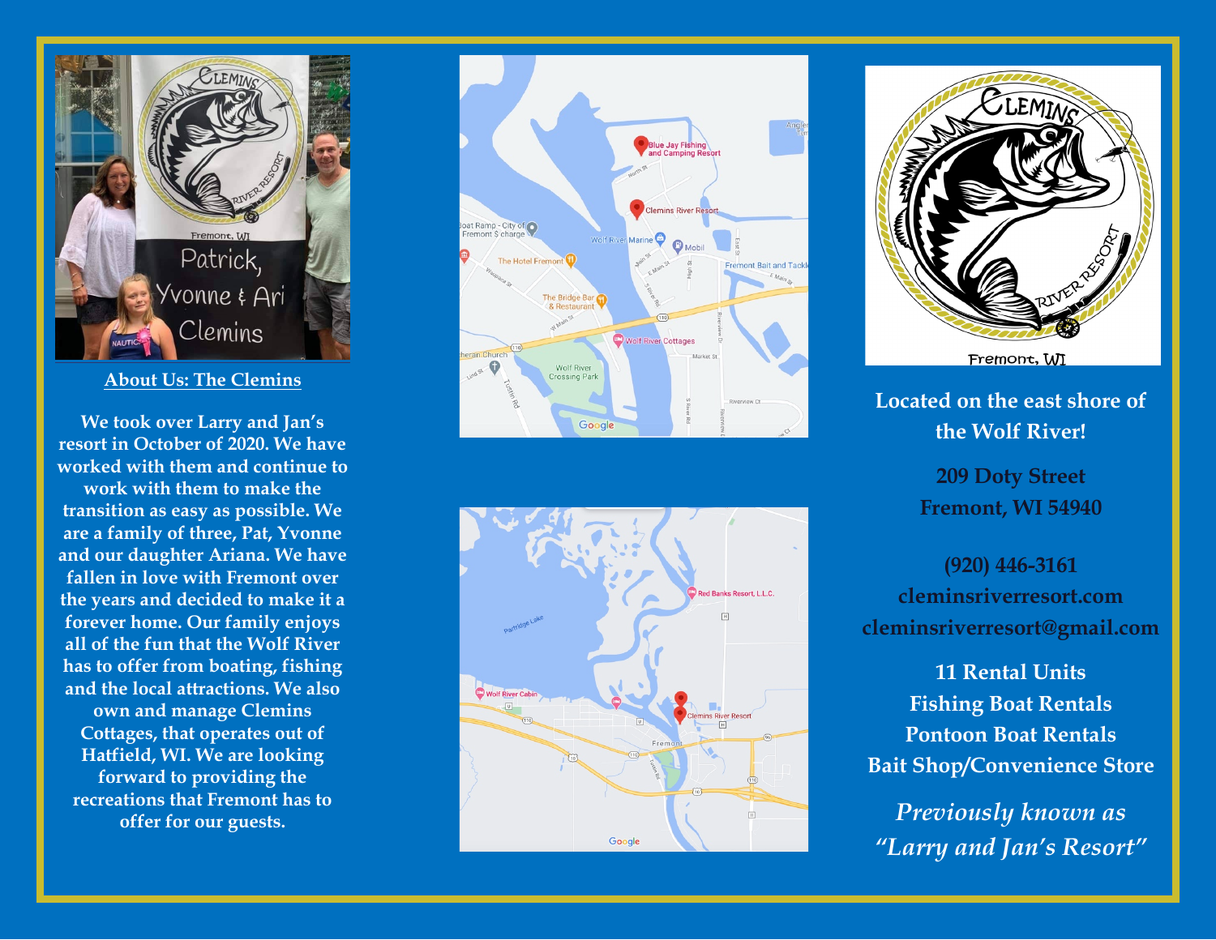## About Us: The Clemins

**We took over Larry and Jan's resort in October of 2020. We have worked with them and continue to work with them to make the transition as easy as possible. We are a family of three, Pat, Yvonne and our daughter Ariana. We have fallen in love with Fremont over the years and decided to make it a forever home. Our family enjoys all of the fun that the Wolf River has to offer from boating, fishing and the local attractions. We also own and manage Clemins Cottages, that operates out of Hatfield, WI. We are looking forward to providing the recreations that Fremont has to offer for our guests.**

**Located on the east shore of the Wolf River!**

**209 Doty Street**
**Fremont, WI 54940**

**(920) 446-3161**
**cleminsriverresort.com**
**cleminsriverresort@gmail.com**

**11 Rental Units**
**Fishing Boat Rentals**
**Pontoon Boat Rentals**
**Bait Shop/Convenience Store**

***Previously known as "Larry and Jan's Resort"***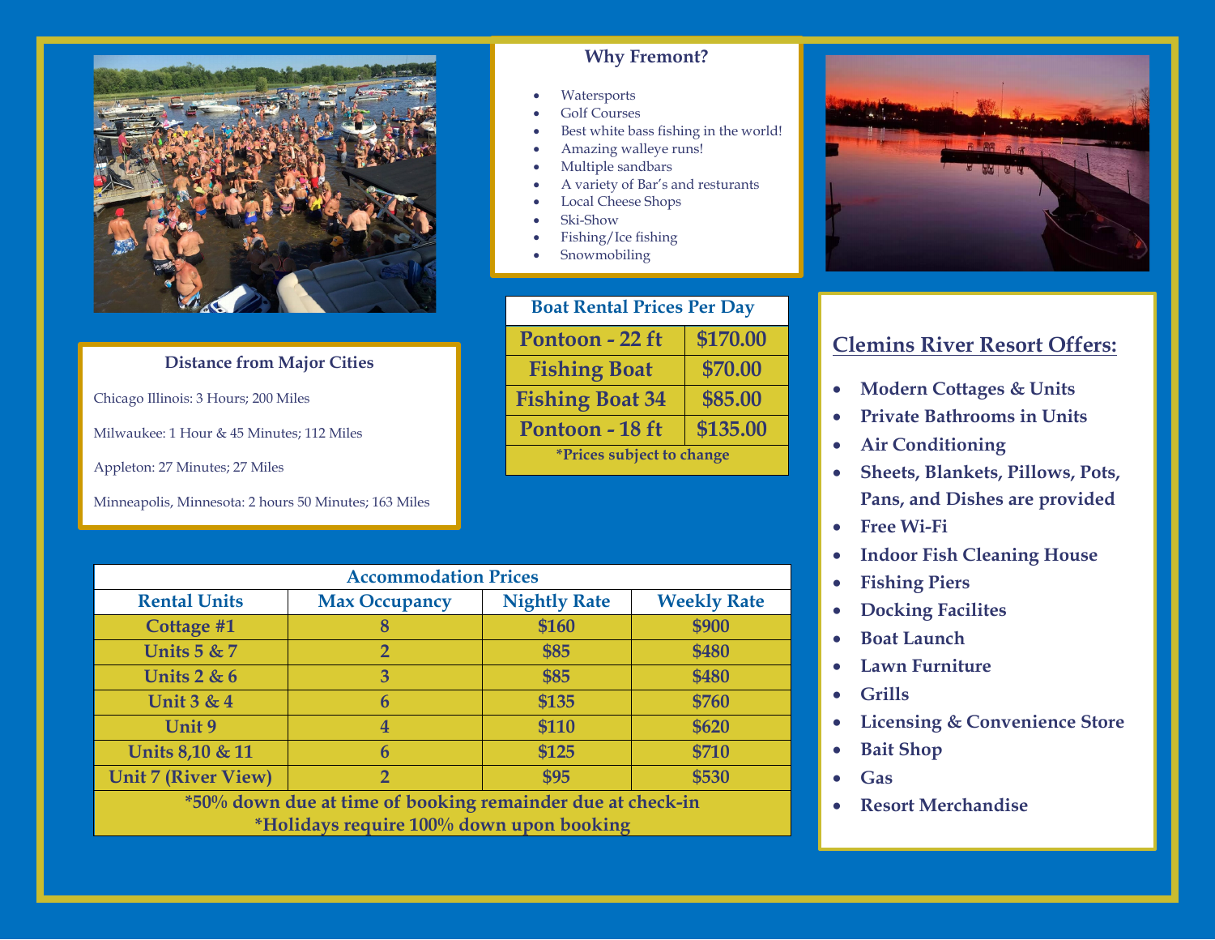### Why Fremont?

- Watersports
- Golf Courses
- Best white bass fishing in the world!
- Amazing walleye runs!
- Multiple sandbars
- A variety of Bar's and resturants
- Local Cheese Shops
- Ski-Show
- Fishing/Ice fishing
- Snowmobiling

### Distance from Major Cities

Chicago Illinois: 3 Hours; 200 Miles

Milwaukee: 1 Hour & 45 Minutes; 112 Miles

Appleton: 27 Minutes; 27 Miles

Minneapolis, Minnesota: 2 hours 50 Minutes; 163 Miles

| Boat Rental Prices Per Day | |
|---|---|
| **Pontoon - 22 ft** | **$170.00** |
| **Fishing Boat** | **$70.00** |
| **Fishing Boat 34** | **$85.00** |
| **Pontoon - 18 ft** | **$135.00** |
| *Prices subject to change | |

| Accommodation Prices | | | |
|---|---|---|---|
| **Rental Units** | **Max Occupancy** | **Nightly Rate** | **Weekly Rate** |
| **Cottage #1** | **8** | **$160** | **$900** |
| **Units 5 & 7** | **2** | **$85** | **$480** |
| **Units 2 & 6** | **3** | **$85** | **$480** |
| **Unit 3 & 4** | **6** | **$135** | **$760** |
| **Unit 9** | **4** | **$110** | **$620** |
| **Units 8,10 & 11** | **6** | **$125** | **$710** |
| **Unit 7 (River View)** | **2** | **$95** | **$530** |
| *50% down due at time of booking remainder due at check-in *Holidays require 100% down upon booking | | | |

## Clemins River Resort Offers:

- **Modern Cottages & Units**
- **Private Bathrooms in Units**
- **Air Conditioning**
- **Sheets, Blankets, Pillows, Pots, Pans, and Dishes are provided**
- **Free Wi-Fi**
- **Indoor Fish Cleaning House**
- **Fishing Piers**
- **Docking Facilites**
- **Boat Launch**
- **Lawn Furniture**
- **Grills**
- **Licensing & Convenience Store**
- **Bait Shop**
- **Gas**
- **Resort Merchandise**